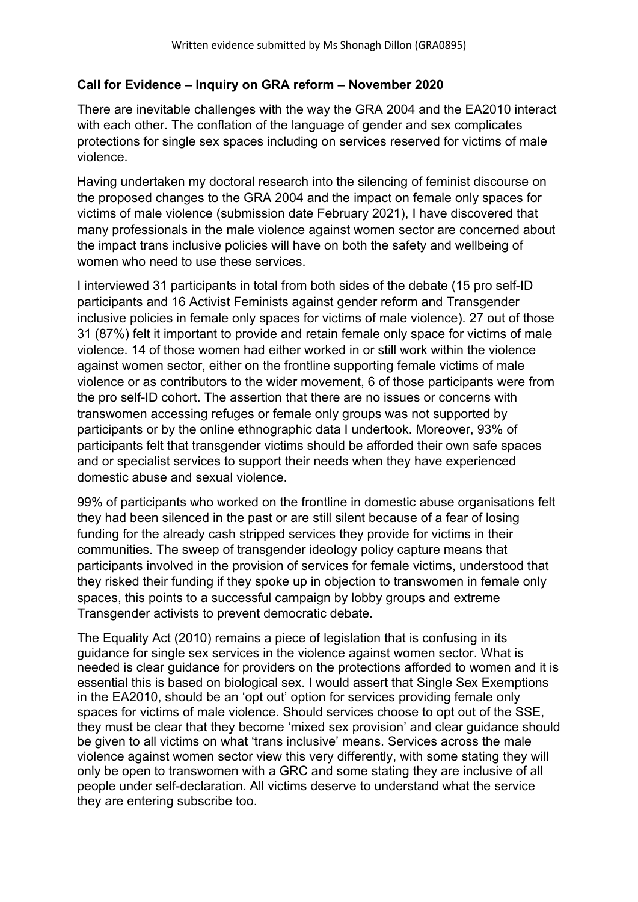Written evidence submitted by Ms Shonagh Dillon (GRA0895)

**Call for Evidence – Inquiry on GRA reform – November 2020**

There are inevitable challenges with the way the GRA 2004 and the EA2010 interact with each other. The conflation of the language of gender and sex complicates protections for single sex spaces including on services reserved for victims of male violence.

Having undertaken my doctoral research into the silencing of feminist discourse on the proposed changes to the GRA 2004 and the impact on female only spaces for victims of male violence (submission date February 2021), I have discovered that many professionals in the male violence against women sector are concerned about the impact trans inclusive policies will have on both the safety and wellbeing of women who need to use these services.

I interviewed 31 participants in total from both sides of the debate (15 pro self-ID participants and 16 Activist Feminists against gender reform and Transgender inclusive policies in female only spaces for victims of male violence). 27 out of those 31 (87%) felt it important to provide and retain female only space for victims of male violence. 14 of those women had either worked in or still work within the violence against women sector, either on the frontline supporting female victims of male violence or as contributors to the wider movement, 6 of those participants were from the pro self-ID cohort. The assertion that there are no issues or concerns with transwomen accessing refuges or female only groups was not supported by participants or by the online ethnographic data I undertook. Moreover, 93% of participants felt that transgender victims should be afforded their own safe spaces and or specialist services to support their needs when they have experienced domestic abuse and sexual violence.

99% of participants who worked on the frontline in domestic abuse organisations felt they had been silenced in the past or are still silent because of a fear of losing funding for the already cash stripped services they provide for victims in their communities. The sweep of transgender ideology policy capture means that participants involved in the provision of services for female victims, understood that they risked their funding if they spoke up in objection to transwomen in female only spaces, this points to a successful campaign by lobby groups and extreme Transgender activists to prevent democratic debate.

The Equality Act (2010) remains a piece of legislation that is confusing in its guidance for single sex services in the violence against women sector. What is needed is clear guidance for providers on the protections afforded to women and it is essential this is based on biological sex. I would assert that Single Sex Exemptions in the EA2010, should be an 'opt out' option for services providing female only spaces for victims of male violence. Should services choose to opt out of the SSE, they must be clear that they become 'mixed sex provision' and clear guidance should be given to all victims on what 'trans inclusive' means. Services across the male violence against women sector view this very differently, with some stating they will only be open to transwomen with a GRC and some stating they are inclusive of all people under self-declaration. All victims deserve to understand what the service they are entering subscribe too.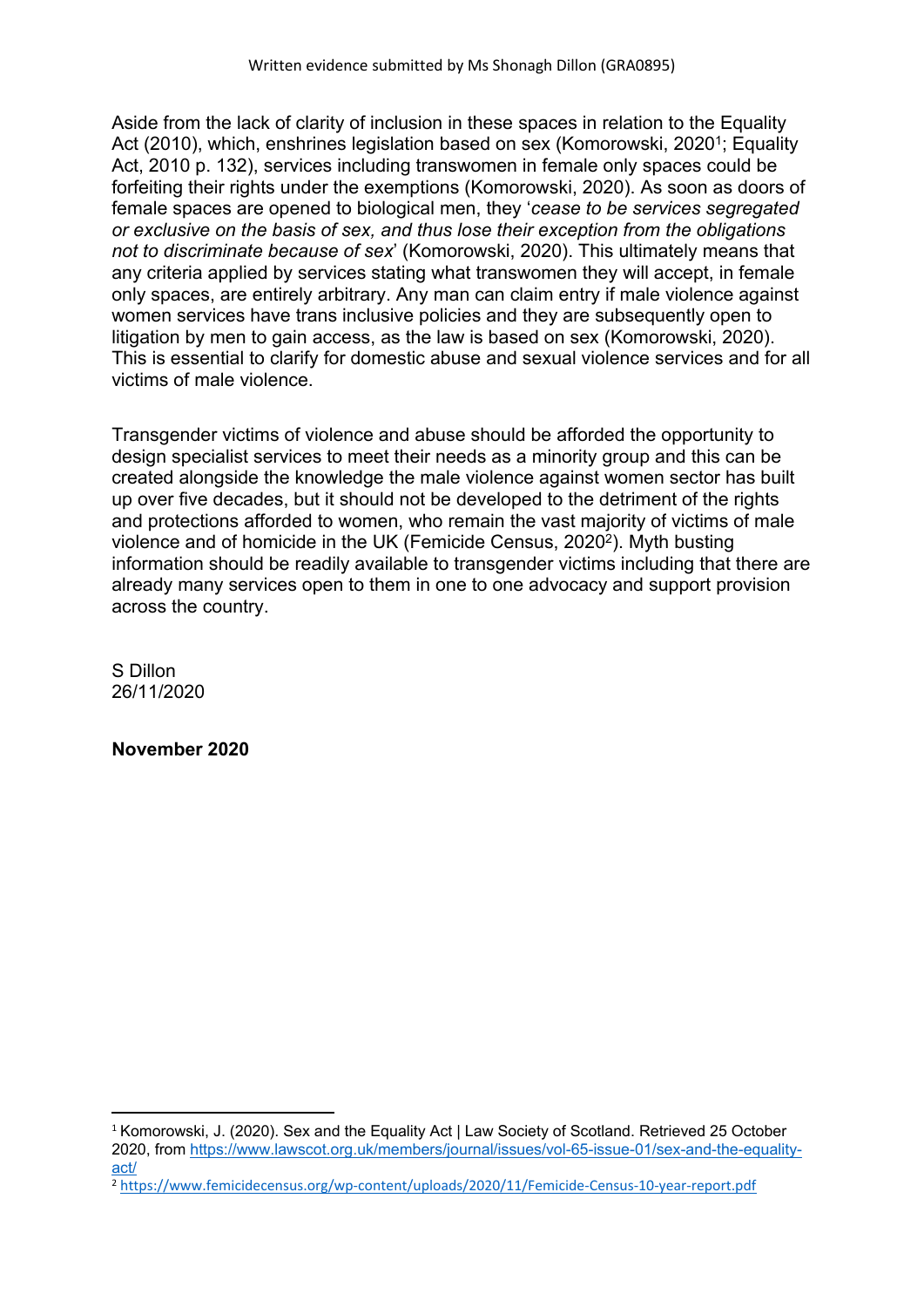Aside from the lack of clarity of inclusion in these spaces in relation to the Equality Act (2010), which, enshrines legislation based on sex (Komorowski, 2020[1]; Equality Act, 2010 p. 132), services including transwomen in female only spaces could be forfeiting their rights under the exemptions (Komorowski, 2020). As soon as doors of female spaces are opened to biological men, they '*cease to be services segregated or exclusive on the basis of sex, and thus lose their exception from the obligations not to discriminate because of sex*' (Komorowski, 2020). This ultimately means that any criteria applied by services stating what transwomen they will accept, in female only spaces, are entirely arbitrary. Any man can claim entry if male violence against women services have trans inclusive policies and they are subsequently open to litigation by men to gain access, as the law is based on sex (Komorowski, 2020). This is essential to clarify for domestic abuse and sexual violence services and for all victims of male violence.

Transgender victims of violence and abuse should be afforded the opportunity to design specialist services to meet their needs as a minority group and this can be created alongside the knowledge the male violence against women sector has built up over five decades, but it should not be developed to the detriment of the rights and protections afforded to women, who remain the vast majority of victims of male violence and of homicide in the UK (Femicide Census, 2020[2]). Myth busting information should be readily available to transgender victims including that there are already many services open to them in one to one advocacy and support provision across the country.

S Dillon
26/11/2020

**November 2020**

---

[1] Komorowski, J. (2020). Sex and the Equality Act | Law Society of Scotland. Retrieved 25 October 2020, from https://www.lawscot.org.uk/members/journal/issues/vol-65-issue-01/sex-and-the-equality-act/

[2] https://www.femicidecensus.org/wp-content/uploads/2020/11/Femicide-Census-10-year-report.pdf